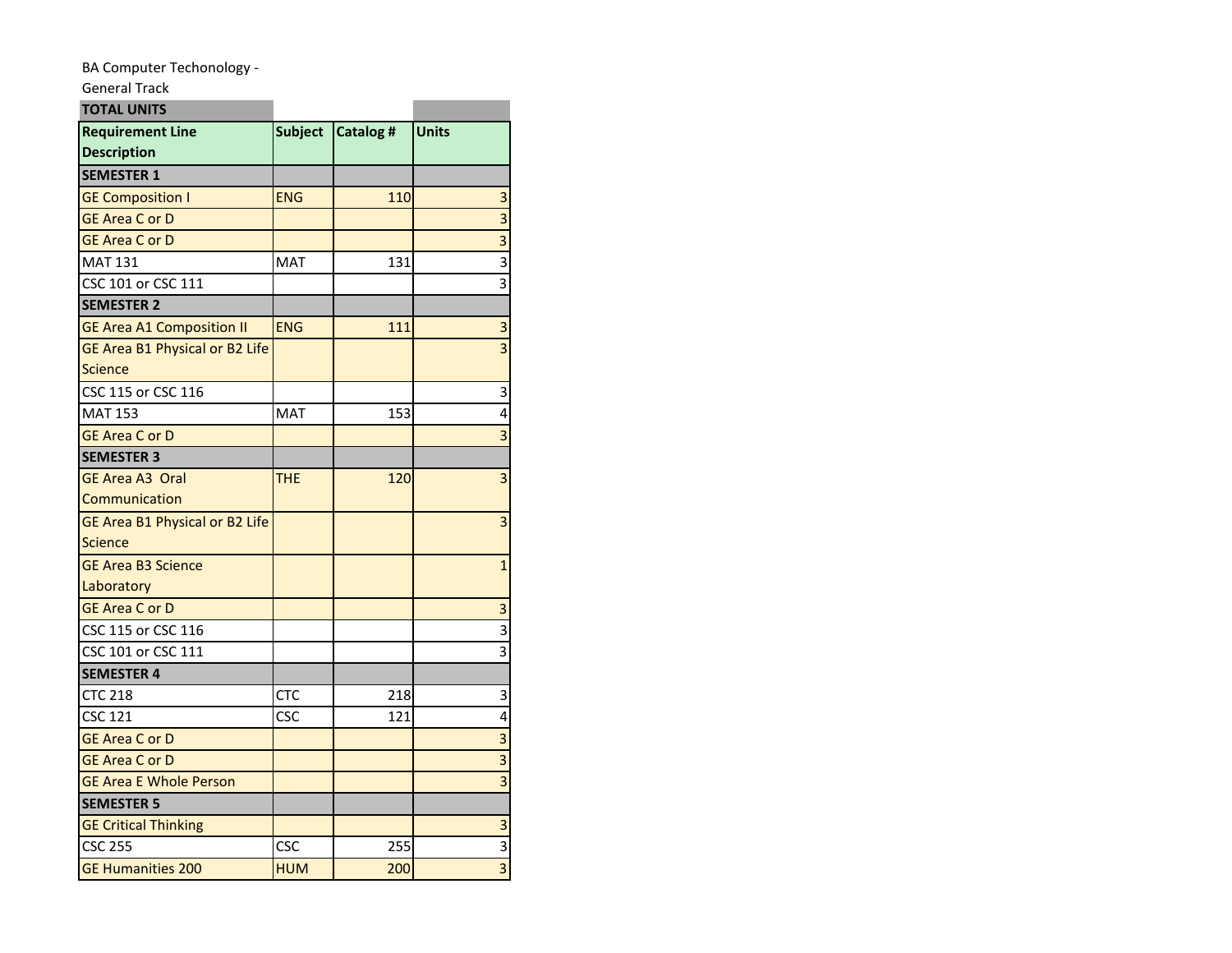BA Computer Techonology -
General Track

| TOTAL UNITS | | | |
|---|---|---|---|
| **Requirement Line Description** | **Subject** | **Catalog #** | **Units** |
| **SEMESTER 1** | | | |
| GE Composition I | ENG | 110 | 3 |
| GE Area C or D | | | 3 |
| GE Area C or D | | | 3 |
| MAT 131 | MAT | 131 | 3 |
| CSC 101 or CSC 111 | | | 3 |
| **SEMESTER 2** | | | |
| GE Area A1 Composition II | ENG | 111 | 3 |
| GE Area B1 Physical or B2 Life Science | | | 3 |
| CSC 115 or CSC 116 | | | 3 |
| MAT 153 | MAT | 153 | 4 |
| GE Area C or D | | | 3 |
| **SEMESTER 3** | | | |
| GE Area A3 Oral Communication | THE | 120 | 3 |
| GE Area B1 Physical or B2 Life Science | | | 3 |
| GE Area B3 Science Laboratory | | | 1 |
| GE Area C or D | | | 3 |
| CSC 115 or CSC 116 | | | 3 |
| CSC 101 or CSC 111 | | | 3 |
| **SEMESTER 4** | | | |
| CTC 218 | CTC | 218 | 3 |
| CSC 121 | CSC | 121 | 4 |
| GE Area C or D | | | 3 |
| GE Area C or D | | | 3 |
| GE Area E Whole Person | | | 3 |
| **SEMESTER 5** | | | |
| GE Critical Thinking | | | 3 |
| CSC 255 | CSC | 255 | 3 |
| GE Humanities 200 | HUM | 200 | 3 |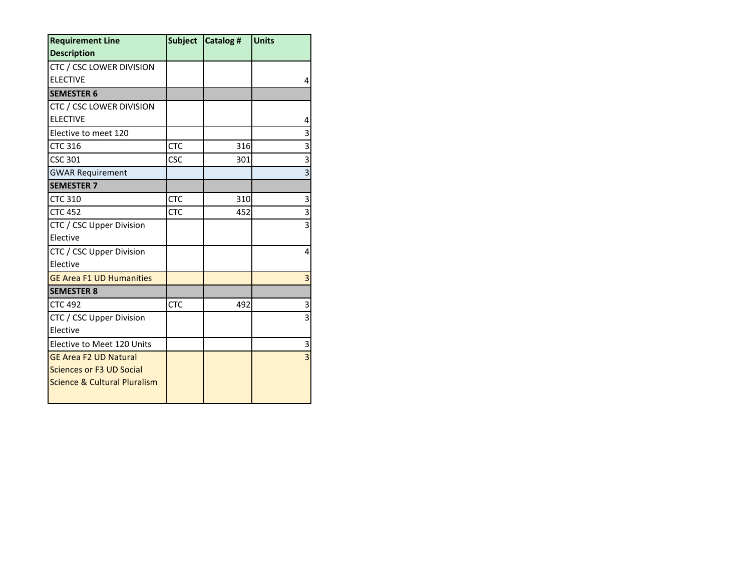| Requirement Line Description | Subject | Catalog # | Units |
|---|---|---|---|
| CTC / CSC LOWER DIVISION ELECTIVE | | | 4 |
| **SEMESTER 6** | | | |
| CTC / CSC LOWER DIVISION ELECTIVE | | | 4 |
| Elective to meet 120 | | | 3 |
| CTC 316 | CTC | 316 | 3 |
| CSC 301 | CSC | 301 | 3 |
| GWAR Requirement | | | 3 |
| **SEMESTER 7** | | | |
| CTC 310 | CTC | 310 | 3 |
| CTC 452 | CTC | 452 | 3 |
| CTC / CSC Upper Division Elective | | | 3 |
| CTC / CSC Upper Division Elective | | | 4 |
| GE Area F1 UD Humanities | | | 3 |
| **SEMESTER 8** | | | |
| CTC 492 | CTC | 492 | 3 |
| CTC / CSC Upper Division Elective | | | 3 |
| Elective to Meet 120 Units | | | 3 |
| GE Area F2 UD Natural Sciences or F3 UD Social Science & Cultural Pluralism | | | 3 |